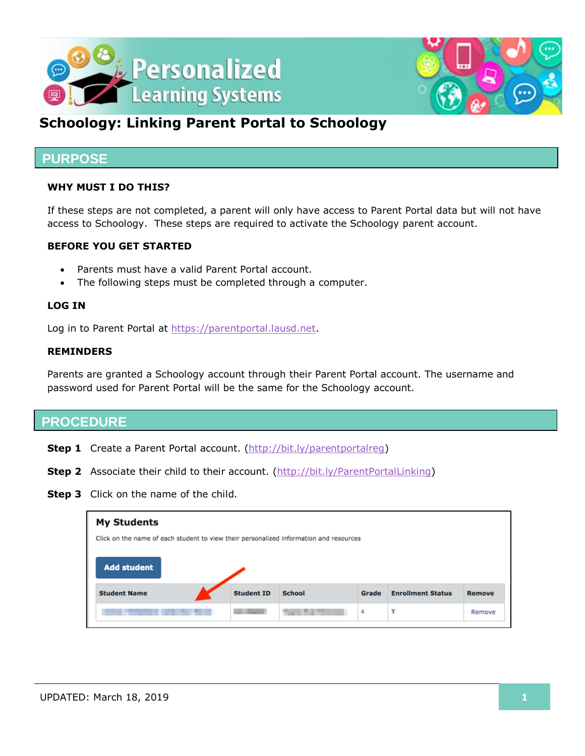# Personalized Learning Systems

## Schoology: Linking Parent Portal to Schoology

## PURPOSE

### WHY MUST I DO THIS?

If these steps are not completed, a parent will only have access to Parent Portal data but will not have access to Schoology. These steps are required to activate the Schoology parent account.

### BEFORE YOU GET STARTED

- Parents must have a valid Parent Portal account.
- The following steps must be completed through a computer.

### LOG IN

Log in to Parent Portal at https://parentportal.lausd.net.

### REMINDERS

Parents are granted a Schoology account through their Parent Portal account. The username and password used for Parent Portal will be the same for the Schoology account.

## PROCEDURE

**Step 1** Create a Parent Portal account. (http://bit.ly/parentportalreg)

**Step 2** Associate their child to their account. (http://bit.ly/ParentPortalLinking)

**Step 3** Click on the name of the child.

**My Students**

Click on the name of each student to view their personalized information and resources

Add student

| Student Name | Student ID | School | Grade | Enrollment Status | Remove |
|---|---|---|---|---|---|
| | | | 4 | Y | Remove |

UPDATED: March 18, 2019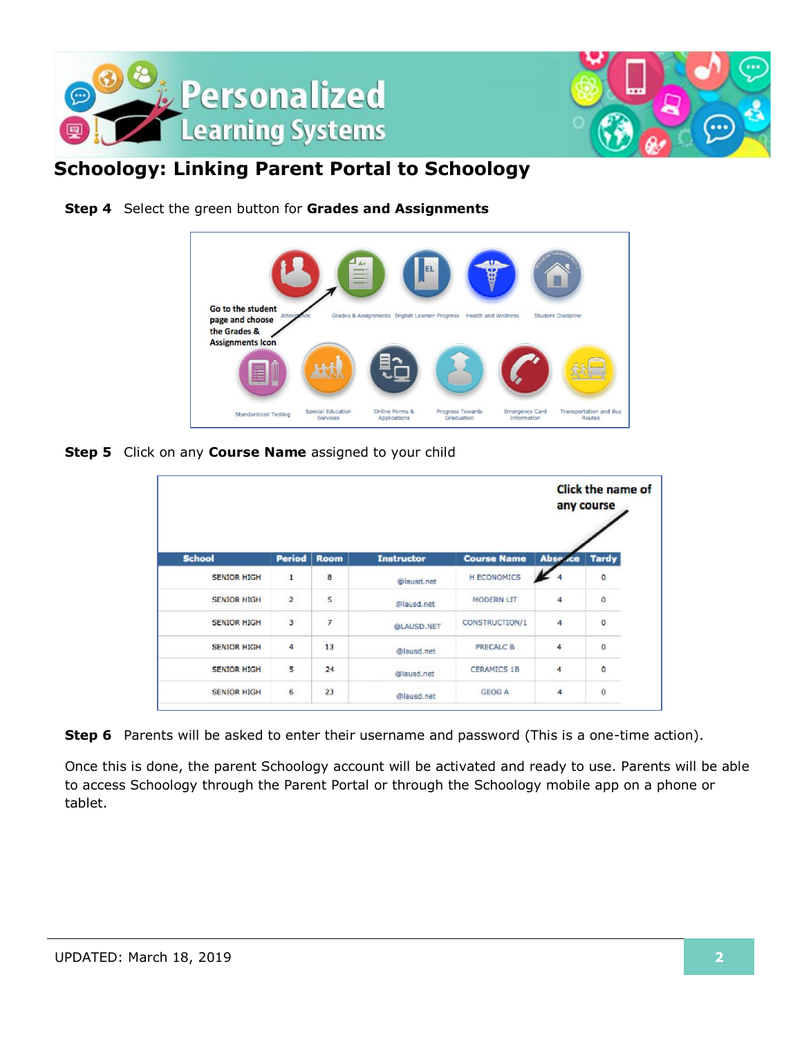## Schoology: Linking Parent Portal to Schoology

**Step 4** Select the green button for **Grades and Assignments**

Go to the student page and choose the Grades & Assignments Icon

Attendance
Grades & Assignments
English Learner Progress
Health and Wellness
Student Discipline
Standardized Testing
Special Education Services
Online Forms & Applications
Progress Towards Graduation
Emergency Card Information
Transportation and Bus Routes

**Step 5** Click on any **Course Name** assigned to your child

Click the name of any course

| School | Period | Room | Instructor | Course Name | Absence | Tardy |
|---|---|---|---|---|---|---|
| SENIOR HIGH | 1 | 8 | @lausd.net | H ECONOMICS | 4 | 0 |
| SENIOR HIGH | 2 | 5 | @lausd.net | MODERN LIT | 4 | 0 |
| SENIOR HIGH | 3 | 7 | @LAUSD.NET | CONSTRUCTION/1 | 4 | 0 |
| SENIOR HIGH | 4 | 13 | @lausd.net | PRECALC B | 4 | 0 |
| SENIOR HIGH | 5 | 24 | @lausd.net | CERAMICS 1B | 4 | 0 |
| SENIOR HIGH | 6 | 23 | @lausd.net | GEOG A | 4 | 0 |

**Step 6** Parents will be asked to enter their username and password (This is a one-time action).

Once this is done, the parent Schoology account will be activated and ready to use. Parents will be able to access Schoology through the Parent Portal or through the Schoology mobile app on a phone or tablet.

UPDATED: March 18, 2019